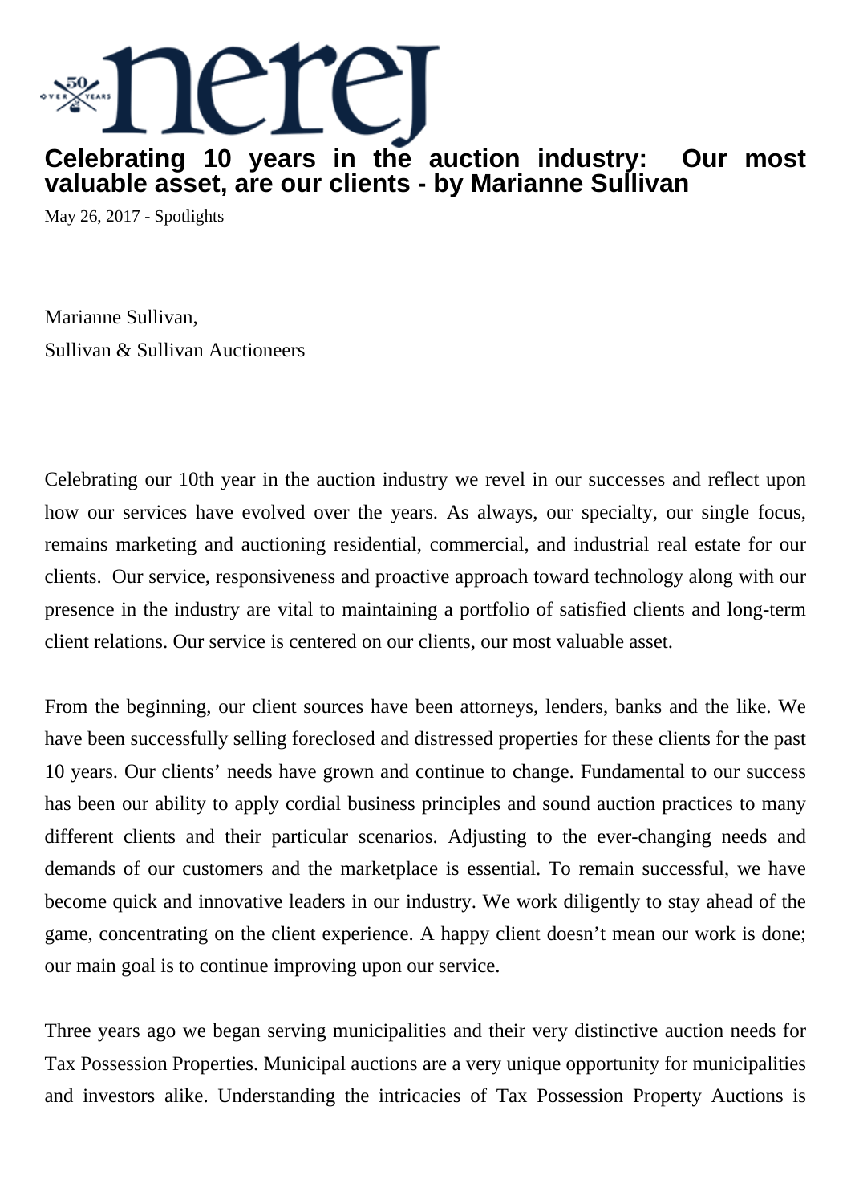# Celebrating 10 years in the auction industry: Our most valuable asset, are our clients - by Marianne Sullivan

May 26, 2017 - Spotlights

Marianne Sullivan,
Sullivan & Sullivan Auctioneers

Celebrating our 10th year in the auction industry we revel in our successes and reflect upon how our services have evolved over the years. As always, our specialty, our single focus, remains marketing and auctioning residential, commercial, and industrial real estate for our clients. Our service, responsiveness and proactive approach toward technology along with our presence in the industry are vital to maintaining a portfolio of satisfied clients and long-term client relations. Our service is centered on our clients, our most valuable asset.

From the beginning, our client sources have been attorneys, lenders, banks and the like. We have been successfully selling foreclosed and distressed properties for these clients for the past 10 years. Our clients' needs have grown and continue to change. Fundamental to our success has been our ability to apply cordial business principles and sound auction practices to many different clients and their particular scenarios. Adjusting to the ever-changing needs and demands of our customers and the marketplace is essential. To remain successful, we have become quick and innovative leaders in our industry. We work diligently to stay ahead of the game, concentrating on the client experience. A happy client doesn't mean our work is done; our main goal is to continue improving upon our service.

Three years ago we began serving municipalities and their very distinctive auction needs for Tax Possession Properties. Municipal auctions are a very unique opportunity for municipalities and investors alike. Understanding the intricacies of Tax Possession Property Auctions is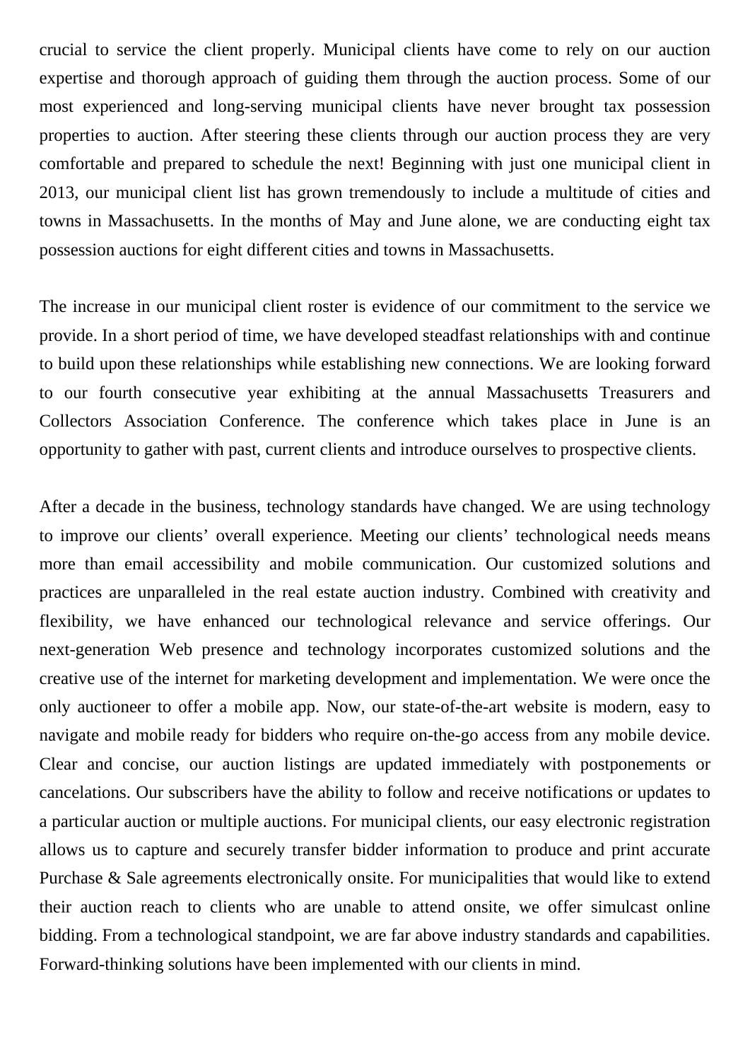crucial to service the client properly. Municipal clients have come to rely on our auction expertise and thorough approach of guiding them through the auction process. Some of our most experienced and long-serving municipal clients have never brought tax possession properties to auction. After steering these clients through our auction process they are very comfortable and prepared to schedule the next! Beginning with just one municipal client in 2013, our municipal client list has grown tremendously to include a multitude of cities and towns in Massachusetts. In the months of May and June alone, we are conducting eight tax possession auctions for eight different cities and towns in Massachusetts.

The increase in our municipal client roster is evidence of our commitment to the service we provide. In a short period of time, we have developed steadfast relationships with and continue to build upon these relationships while establishing new connections. We are looking forward to our fourth consecutive year exhibiting at the annual Massachusetts Treasurers and Collectors Association Conference. The conference which takes place in June is an opportunity to gather with past, current clients and introduce ourselves to prospective clients.

After a decade in the business, technology standards have changed. We are using technology to improve our clients' overall experience. Meeting our clients' technological needs means more than email accessibility and mobile communication. Our customized solutions and practices are unparalleled in the real estate auction industry. Combined with creativity and flexibility, we have enhanced our technological relevance and service offerings. Our next-generation Web presence and technology incorporates customized solutions and the creative use of the internet for marketing development and implementation. We were once the only auctioneer to offer a mobile app. Now, our state-of-the-art website is modern, easy to navigate and mobile ready for bidders who require on-the-go access from any mobile device. Clear and concise, our auction listings are updated immediately with postponements or cancelations. Our subscribers have the ability to follow and receive notifications or updates to a particular auction or multiple auctions. For municipal clients, our easy electronic registration allows us to capture and securely transfer bidder information to produce and print accurate Purchase & Sale agreements electronically onsite. For municipalities that would like to extend their auction reach to clients who are unable to attend onsite, we offer simulcast online bidding. From a technological standpoint, we are far above industry standards and capabilities. Forward-thinking solutions have been implemented with our clients in mind.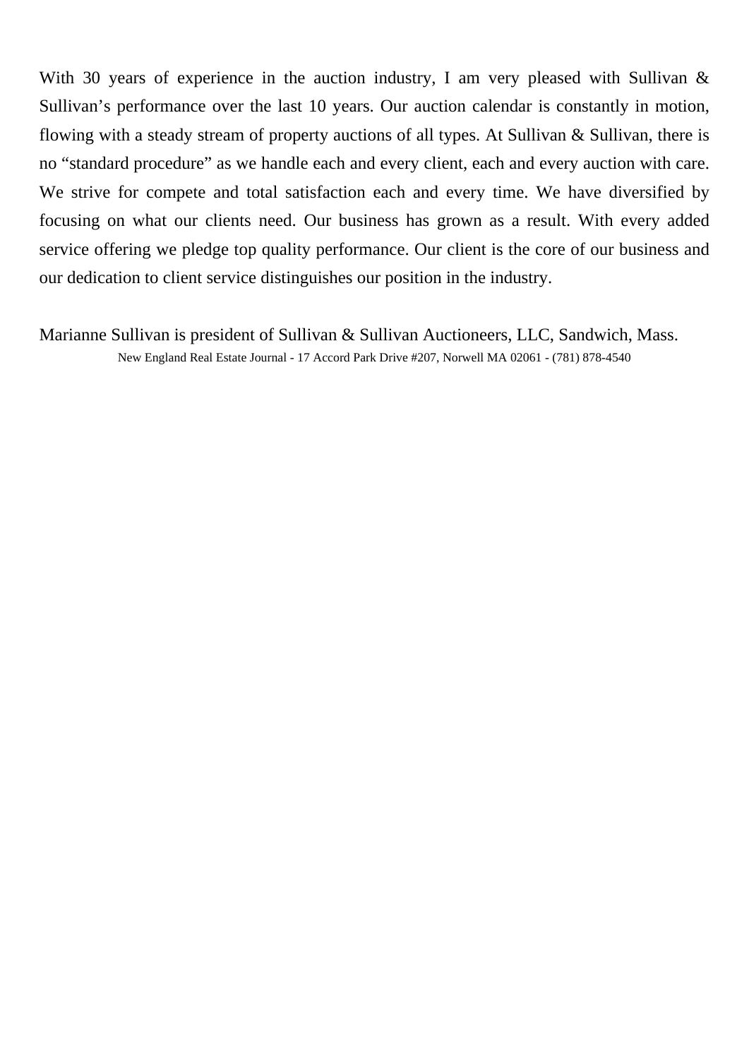With 30 years of experience in the auction industry, I am very pleased with Sullivan & Sullivan's performance over the last 10 years. Our auction calendar is constantly in motion, flowing with a steady stream of property auctions of all types. At Sullivan & Sullivan, there is no "standard procedure" as we handle each and every client, each and every auction with care. We strive for compete and total satisfaction each and every time. We have diversified by focusing on what our clients need. Our business has grown as a result. With every added service offering we pledge top quality performance. Our client is the core of our business and our dedication to client service distinguishes our position in the industry.

Marianne Sullivan is president of Sullivan & Sullivan Auctioneers, LLC, Sandwich, Mass.

New England Real Estate Journal - 17 Accord Park Drive #207, Norwell MA 02061 - (781) 878-4540